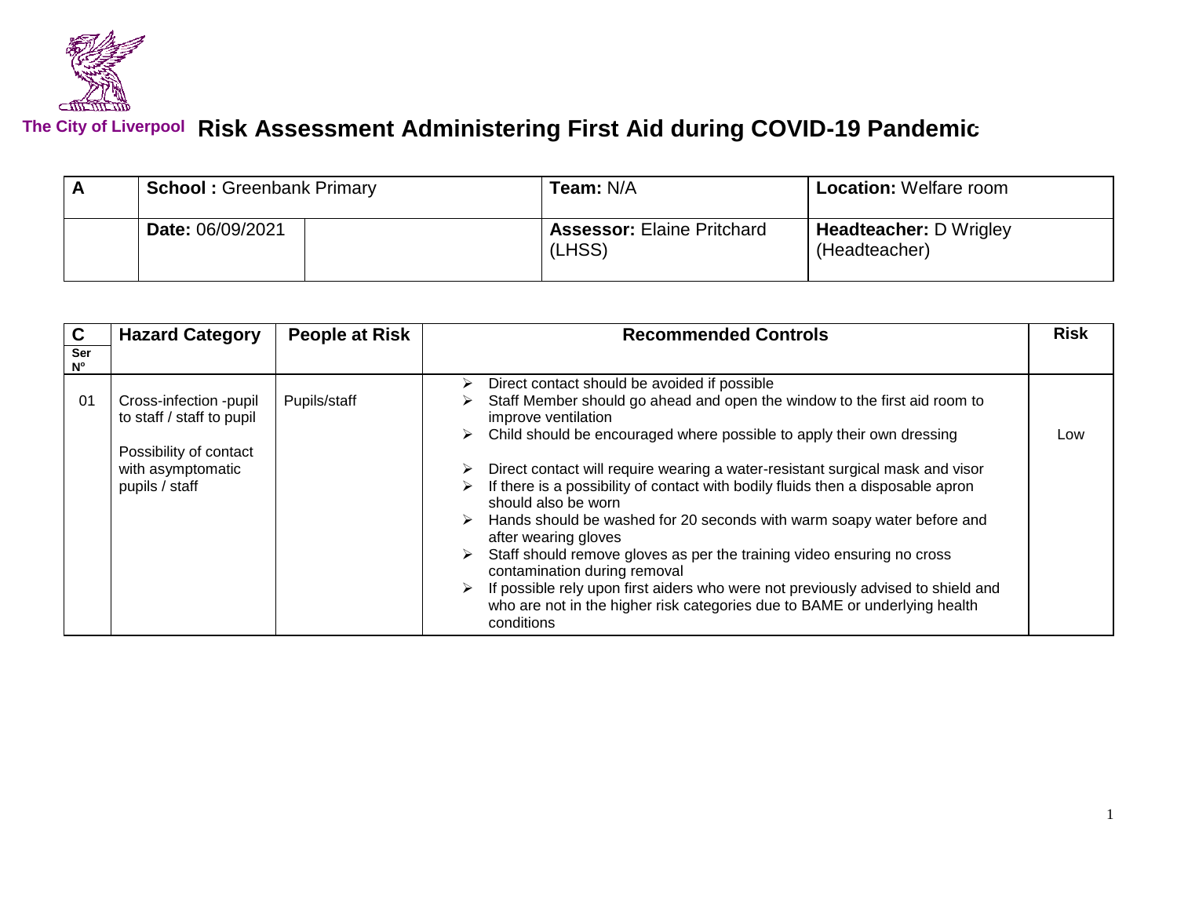The City of Liverpool

# Risk Assessment Administering First Aid during COVID-19 Pandemic

| A | **School :** Greenbank Primary | | **Team:** N/A | **Location:** Welfare room |
|---|---|---|---|---|
| | **Date:** 06/09/2021 | | **Assessor:** Elaine Pritchard (LHSS) | **Headteacher:** D Wrigley (Headteacher) |

| C Ser Nº | Hazard Category | People at Risk | Recommended Controls | Risk |
|---|---|---|---|---|
| 01 | Cross-infection -pupil to staff / staff to pupil<br><br>Possibility of contact with asymptomatic pupils / staff | Pupils/staff | ➢ Direct contact should be avoided if possible<br>➢ Staff Member should go ahead and open the window to the first aid room to improve ventilation<br>➢ Child should be encouraged where possible to apply their own dressing<br><br>➢ Direct contact will require wearing a water-resistant surgical mask and visor<br>➢ If there is a possibility of contact with bodily fluids then a disposable apron should also be worn<br>➢ Hands should be washed for 20 seconds with warm soapy water before and after wearing gloves<br>➢ Staff should remove gloves as per the training video ensuring no cross contamination during removal<br>➢ If possible rely upon first aiders who were not previously advised to shield and who are not in the higher risk categories due to BAME or underlying health conditions | Low |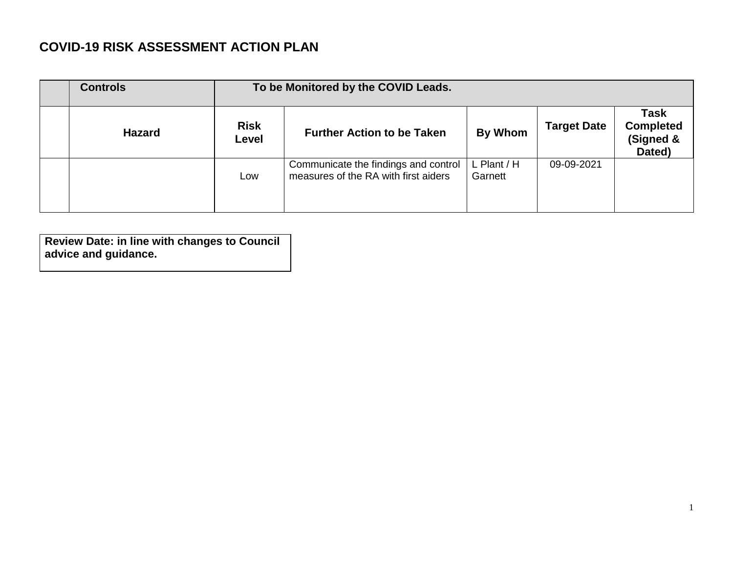## COVID-19 RISK ASSESSMENT ACTION PLAN

| | Controls | To be Monitored by the COVID Leads. | | | | |
|---|---|---|---|---|---|---|
| | **Hazard** | **Risk Level** | **Further Action to be Taken** | **By Whom** | **Target Date** | **Task Completed (Signed & Dated)** |
| | | Low | Communicate the findings and control measures of the RA with first aiders | L Plant / H Garnett | 09-09-2021 | |

**Review Date: in line with changes to Council advice and guidance.**